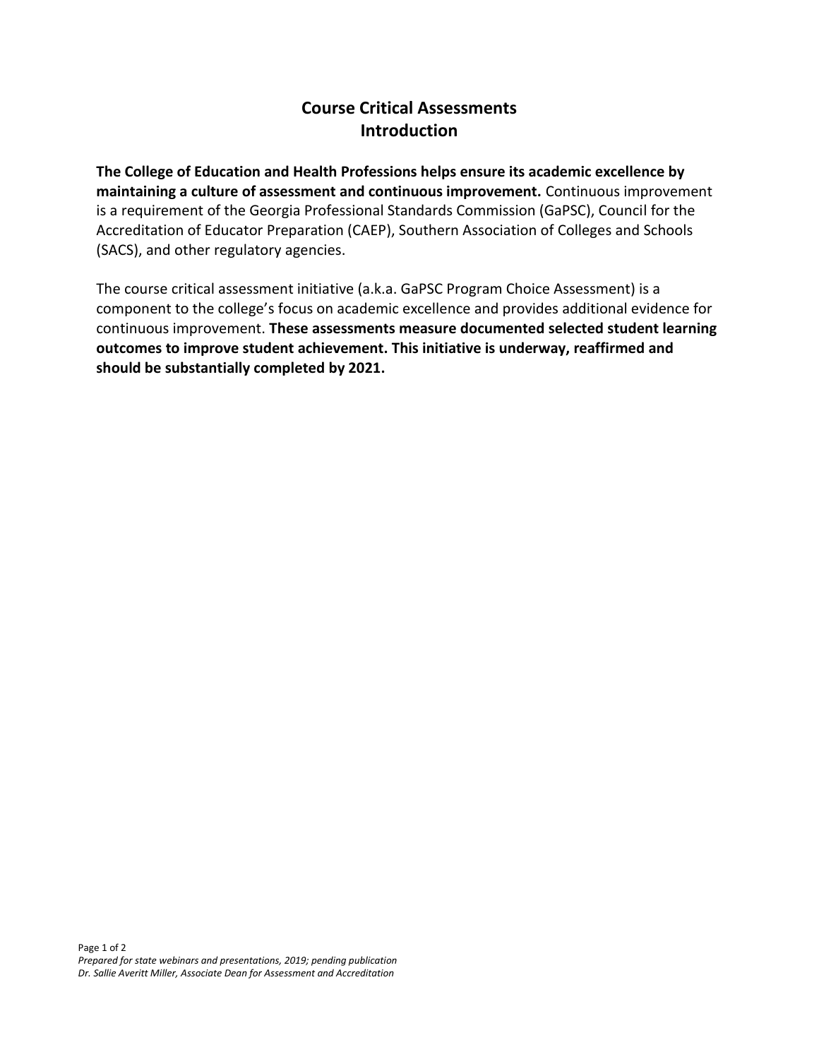# Course Critical Assessments
## Introduction

**The College of Education and Health Professions helps ensure its academic excellence by maintaining a culture of assessment and continuous improvement.** Continuous improvement is a requirement of the Georgia Professional Standards Commission (GaPSC), Council for the Accreditation of Educator Preparation (CAEP), Southern Association of Colleges and Schools (SACS), and other regulatory agencies.

The course critical assessment initiative (a.k.a. GaPSC Program Choice Assessment) is a component to the college's focus on academic excellence and provides additional evidence for continuous improvement. **These assessments measure documented selected student learning outcomes to improve student achievement. This initiative is underway, reaffirmed and should be substantially completed by 2021.**

*Prepared for state webinars and presentations, 2019; pending publication*
*Dr. Sallie Averitt Miller, Associate Dean for Assessment and Accreditation*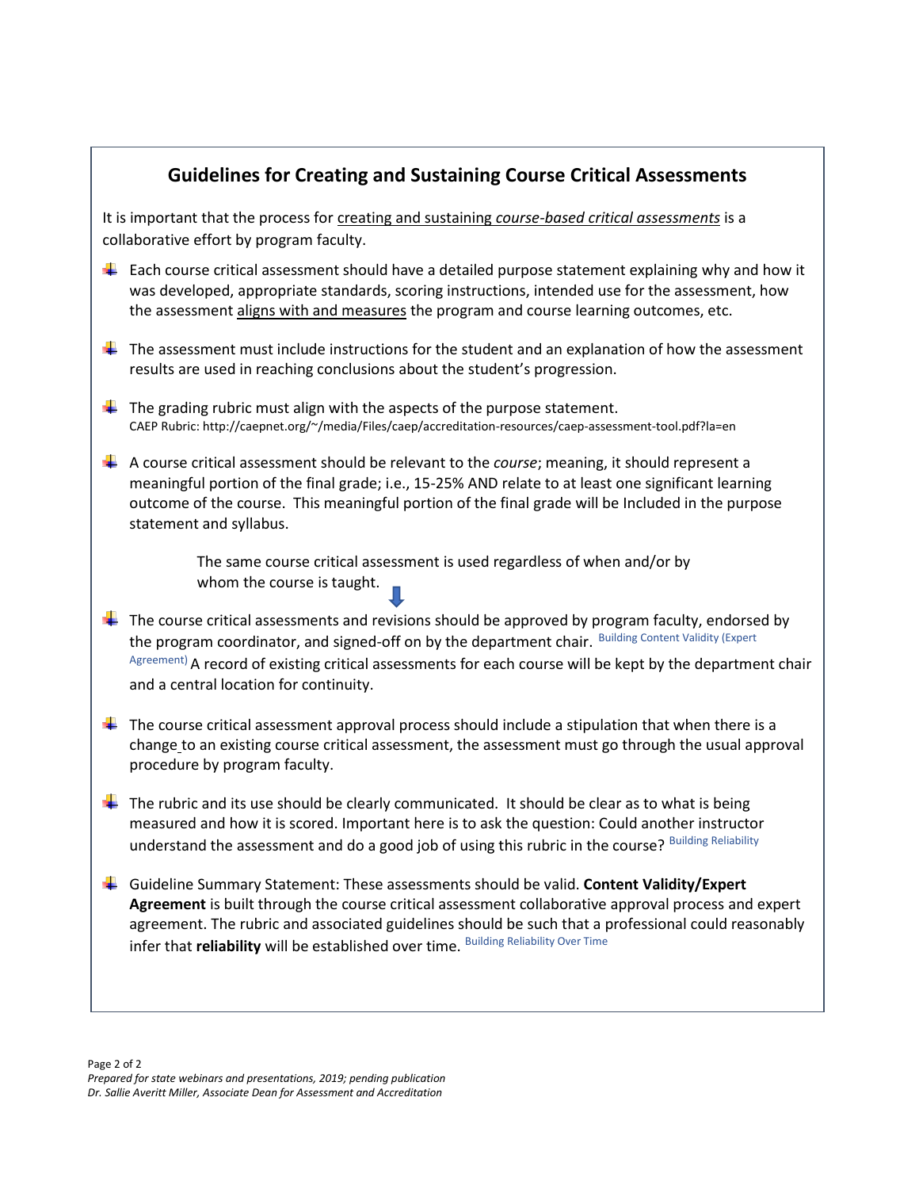## Guidelines for Creating and Sustaining Course Critical Assessments

It is important that the process for creating and sustaining *course-based critical assessments* is a collaborative effort by program faculty.

- Each course critical assessment should have a detailed purpose statement explaining why and how it was developed, appropriate standards, scoring instructions, intended use for the assessment, how the assessment aligns with and measures the program and course learning outcomes, etc.

- The assessment must include instructions for the student and an explanation of how the assessment results are used in reaching conclusions about the student's progression.

- The grading rubric must align with the aspects of the purpose statement.
  CAEP Rubric: http://caepnet.org/~/media/Files/caep/accreditation-resources/caep-assessment-tool.pdf?la=en

- A course critical assessment should be relevant to the *course*; meaning, it should represent a meaningful portion of the final grade; i.e., 15-25% AND relate to at least one significant learning outcome of the course. This meaningful portion of the final grade will be Included in the purpose statement and syllabus.

  The same course critical assessment is used regardless of when and/or by whom the course is taught.

- The course critical assessments and revisions should be approved by program faculty, endorsed by the program coordinator, and signed-off on by the department chair. Building Content Validity (Expert Agreement) A record of existing critical assessments for each course will be kept by the department chair and a central location for continuity.

- The course critical assessment approval process should include a stipulation that when there is a change to an existing course critical assessment, the assessment must go through the usual approval procedure by program faculty.

- The rubric and its use should be clearly communicated. It should be clear as to what is being measured and how it is scored. Important here is to ask the question: Could another instructor understand the assessment and do a good job of using this rubric in the course? Building Reliability

- Guideline Summary Statement: These assessments should be valid. **Content Validity/Expert Agreement** is built through the course critical assessment collaborative approval process and expert agreement. The rubric and associated guidelines should be such that a professional could reasonably infer that **reliability** will be established over time. Building Reliability Over Time

*Prepared for state webinars and presentations, 2019; pending publication*
*Dr. Sallie Averitt Miller, Associate Dean for Assessment and Accreditation*